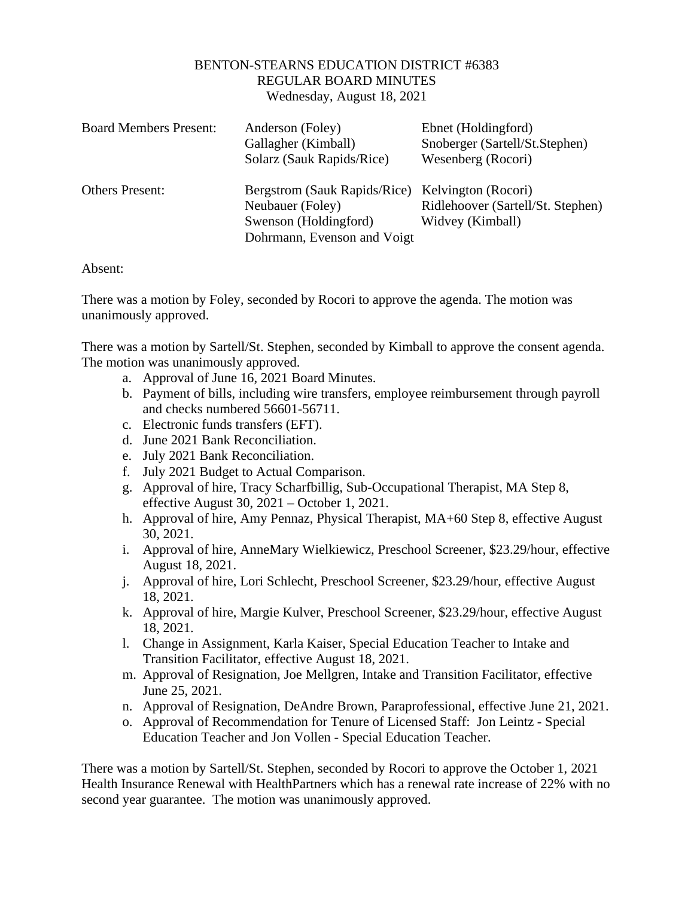# BENTON-STEARNS EDUCATION DISTRICT #6383
## REGULAR BOARD MINUTES
### Wednesday, August 18, 2021

| | | |
|---|---|---|
| Board Members Present: | Anderson (Foley) | Ebnet (Holdingford) |
| | Gallagher (Kimball) | Snoberger (Sartell/St.Stephen) |
| | Solarz (Sauk Rapids/Rice) | Wesenberg (Rocori) |
| Others Present: | Bergstrom (Sauk Rapids/Rice) | Kelvington (Rocori) |
| | Neubauer (Foley) | Ridlehoover (Sartell/St. Stephen) |
| | Swenson (Holdingford) | Widvey (Kimball) |
| | Dohrmann, Evenson and Voigt | |

Absent:

There was a motion by Foley, seconded by Rocori to approve the agenda. The motion was unanimously approved.

There was a motion by Sartell/St. Stephen, seconded by Kimball to approve the consent agenda. The motion was unanimously approved.

a. Approval of June 16, 2021 Board Minutes.
b. Payment of bills, including wire transfers, employee reimbursement through payroll and checks numbered 56601-56711.
c. Electronic funds transfers (EFT).
d. June 2021 Bank Reconciliation.
e. July 2021 Bank Reconciliation.
f. July 2021 Budget to Actual Comparison.
g. Approval of hire, Tracy Scharfbillig, Sub-Occupational Therapist, MA Step 8, effective August 30, 2021 – October 1, 2021.
h. Approval of hire, Amy Pennaz, Physical Therapist, MA+60 Step 8, effective August 30, 2021.
i. Approval of hire, AnneMary Wielkiewicz, Preschool Screener, $23.29/hour, effective August 18, 2021.
j. Approval of hire, Lori Schlecht, Preschool Screener, $23.29/hour, effective August 18, 2021.
k. Approval of hire, Margie Kulver, Preschool Screener, $23.29/hour, effective August 18, 2021.
l. Change in Assignment, Karla Kaiser, Special Education Teacher to Intake and Transition Facilitator, effective August 18, 2021.
m. Approval of Resignation, Joe Mellgren, Intake and Transition Facilitator, effective June 25, 2021.
n. Approval of Resignation, DeAndre Brown, Paraprofessional, effective June 21, 2021.
o. Approval of Recommendation for Tenure of Licensed Staff: Jon Leintz - Special Education Teacher and Jon Vollen - Special Education Teacher.

There was a motion by Sartell/St. Stephen, seconded by Rocori to approve the October 1, 2021 Health Insurance Renewal with HealthPartners which has a renewal rate increase of 22% with no second year guarantee. The motion was unanimously approved.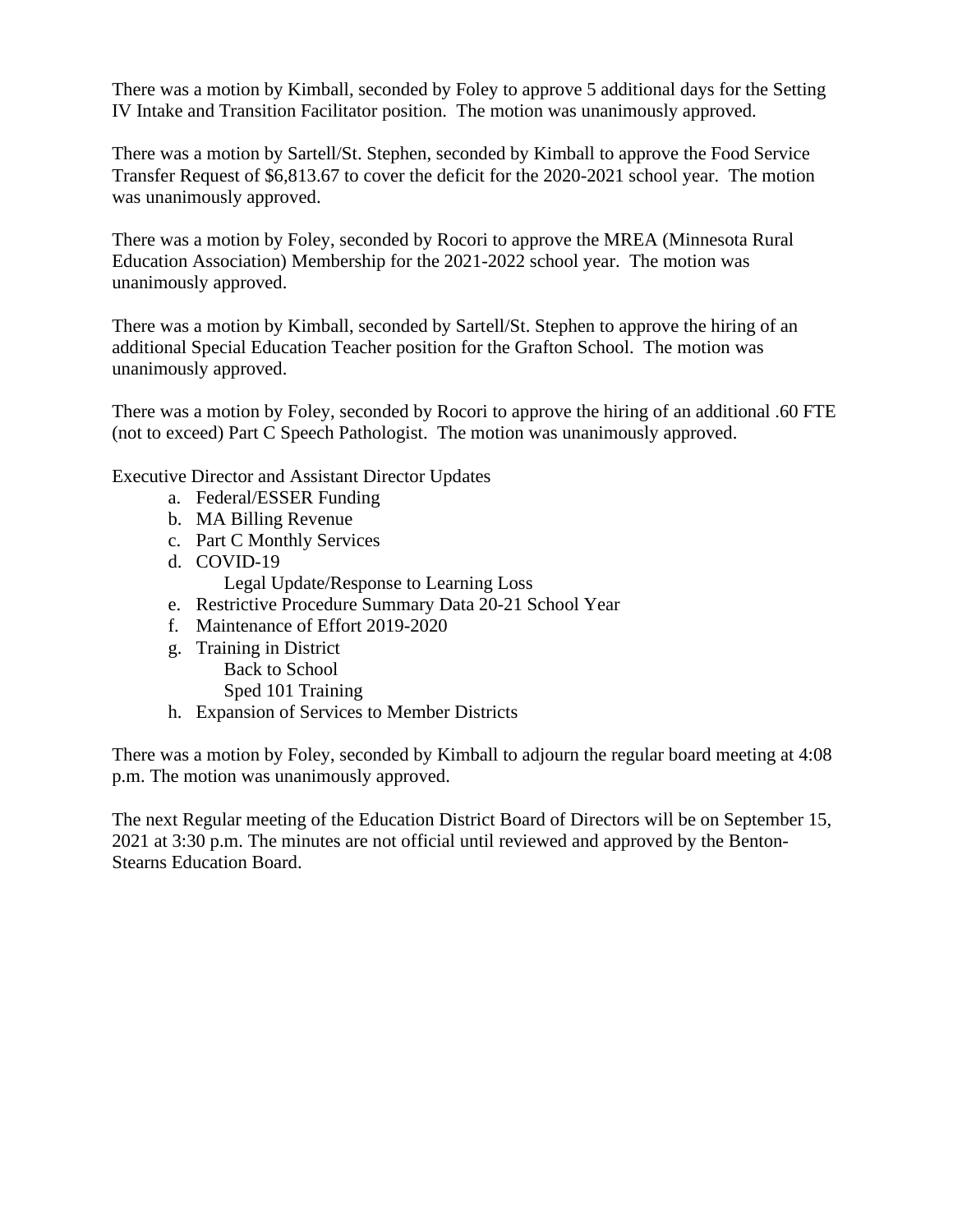There was a motion by Kimball, seconded by Foley to approve 5 additional days for the Setting IV Intake and Transition Facilitator position. The motion was unanimously approved.

There was a motion by Sartell/St. Stephen, seconded by Kimball to approve the Food Service Transfer Request of $6,813.67 to cover the deficit for the 2020-2021 school year. The motion was unanimously approved.

There was a motion by Foley, seconded by Rocori to approve the MREA (Minnesota Rural Education Association) Membership for the 2021-2022 school year. The motion was unanimously approved.

There was a motion by Kimball, seconded by Sartell/St. Stephen to approve the hiring of an additional Special Education Teacher position for the Grafton School. The motion was unanimously approved.

There was a motion by Foley, seconded by Rocori to approve the hiring of an additional .60 FTE (not to exceed) Part C Speech Pathologist. The motion was unanimously approved.

Executive Director and Assistant Director Updates

a. Federal/ESSER Funding
b. MA Billing Revenue
c. Part C Monthly Services
d. COVID-19
    - Legal Update/Response to Learning Loss
e. Restrictive Procedure Summary Data 20-21 School Year
f. Maintenance of Effort 2019-2020
g. Training in District
    - Back to School
    - Sped 101 Training
h. Expansion of Services to Member Districts

There was a motion by Foley, seconded by Kimball to adjourn the regular board meeting at 4:08 p.m. The motion was unanimously approved.

The next Regular meeting of the Education District Board of Directors will be on September 15, 2021 at 3:30 p.m. The minutes are not official until reviewed and approved by the Benton-Stearns Education Board.